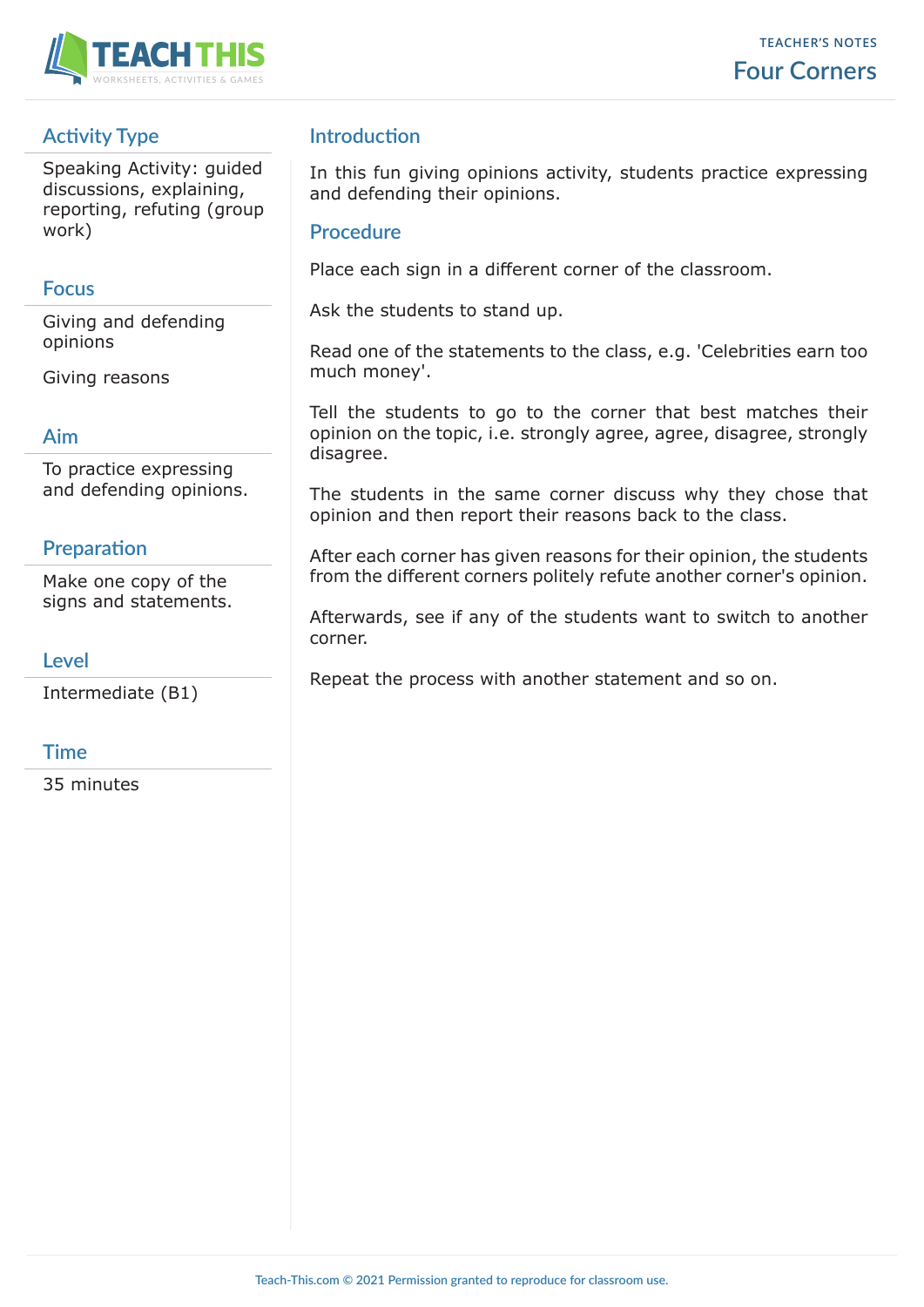TEACHER'S NOTES

# Four Corners

## Activity Type

Speaking Activity: guided discussions, explaining, reporting, refuting (group work)

## Focus

Giving and defending opinions

Giving reasons

## Aim

To practice expressing and defending opinions.

## Preparation

Make one copy of the signs and statements.

## Level

Intermediate (B1)

## Time

35 minutes

## Introduction

In this fun giving opinions activity, students practice expressing and defending their opinions.

## Procedure

Place each sign in a different corner of the classroom.

Ask the students to stand up.

Read one of the statements to the class, e.g. 'Celebrities earn too much money'.

Tell the students to go to the corner that best matches their opinion on the topic, i.e. strongly agree, agree, disagree, strongly disagree.

The students in the same corner discuss why they chose that opinion and then report their reasons back to the class.

After each corner has given reasons for their opinion, the students from the different corners politely refute another corner's opinion.

Afterwards, see if any of the students want to switch to another corner.

Repeat the process with another statement and so on.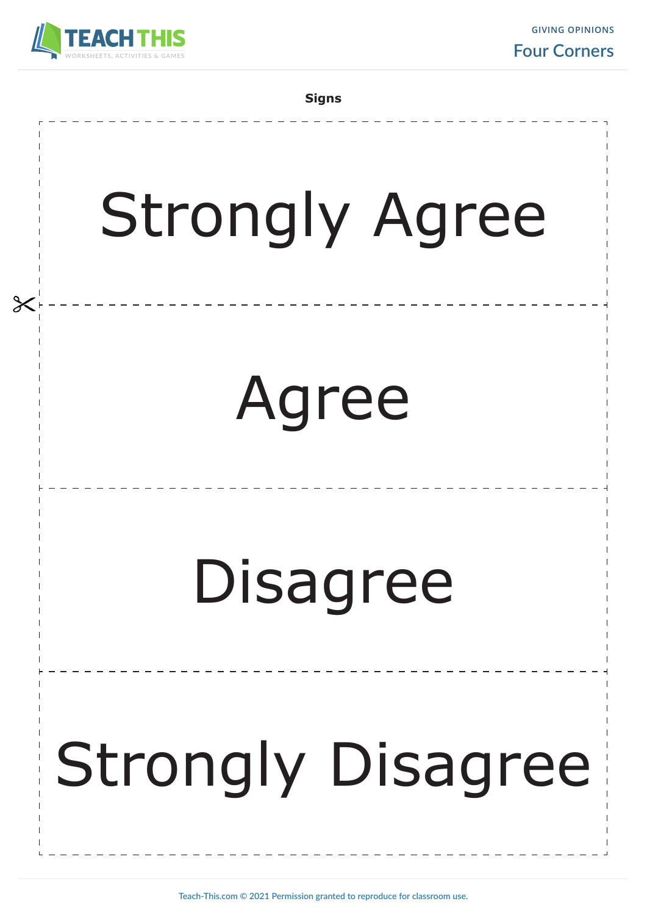**Signs**

# Strongly Agree

# Agree

# Disagree

# Strongly Disagree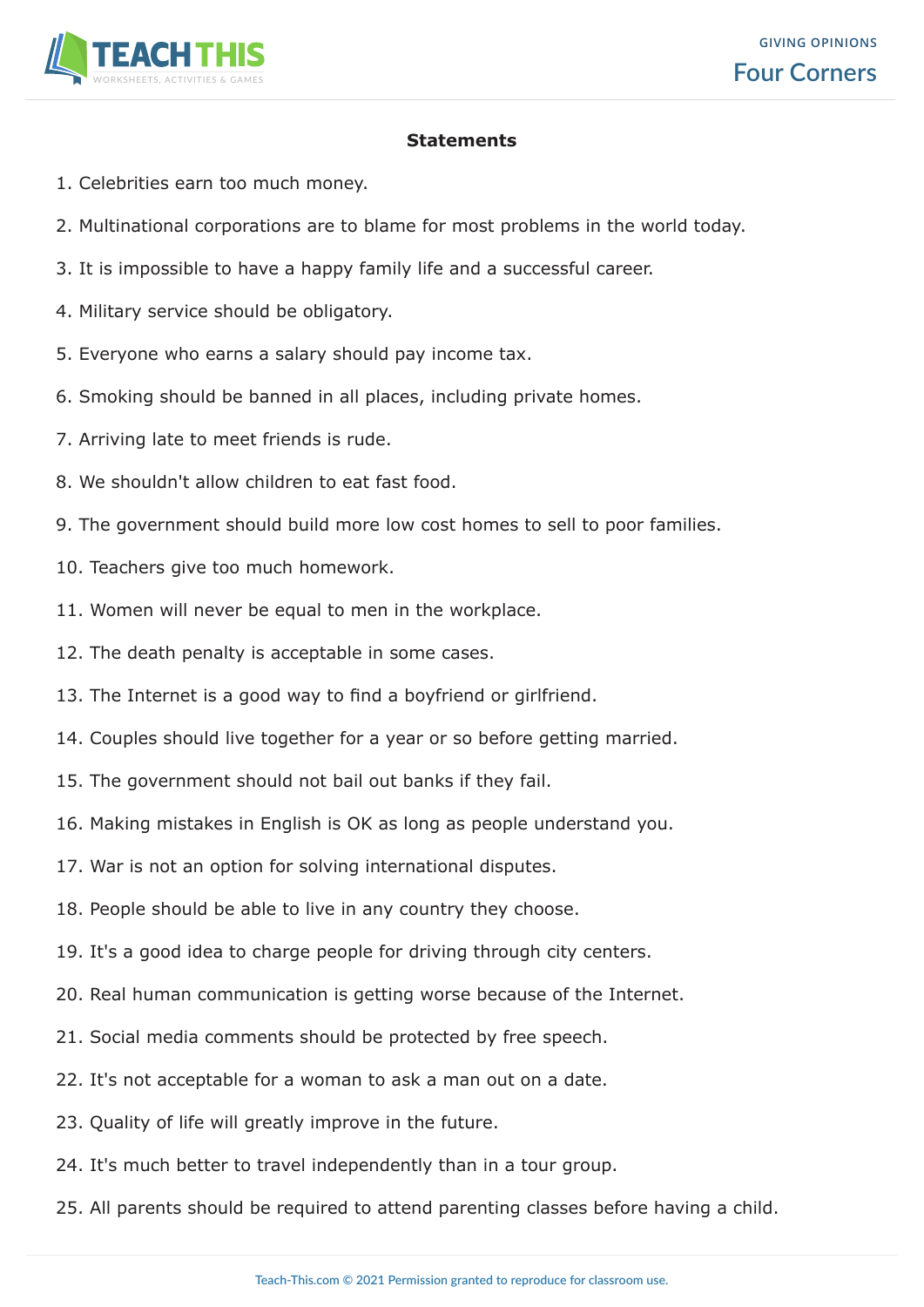### Statements

1. Celebrities earn too much money.
2. Multinational corporations are to blame for most problems in the world today.
3. It is impossible to have a happy family life and a successful career.
4. Military service should be obligatory.
5. Everyone who earns a salary should pay income tax.
6. Smoking should be banned in all places, including private homes.
7. Arriving late to meet friends is rude.
8. We shouldn't allow children to eat fast food.
9. The government should build more low cost homes to sell to poor families.
10. Teachers give too much homework.
11. Women will never be equal to men in the workplace.
12. The death penalty is acceptable in some cases.
13. The Internet is a good way to find a boyfriend or girlfriend.
14. Couples should live together for a year or so before getting married.
15. The government should not bail out banks if they fail.
16. Making mistakes in English is OK as long as people understand you.
17. War is not an option for solving international disputes.
18. People should be able to live in any country they choose.
19. It's a good idea to charge people for driving through city centers.
20. Real human communication is getting worse because of the Internet.
21. Social media comments should be protected by free speech.
22. It's not acceptable for a woman to ask a man out on a date.
23. Quality of life will greatly improve in the future.
24. It's much better to travel independently than in a tour group.
25. All parents should be required to attend parenting classes before having a child.